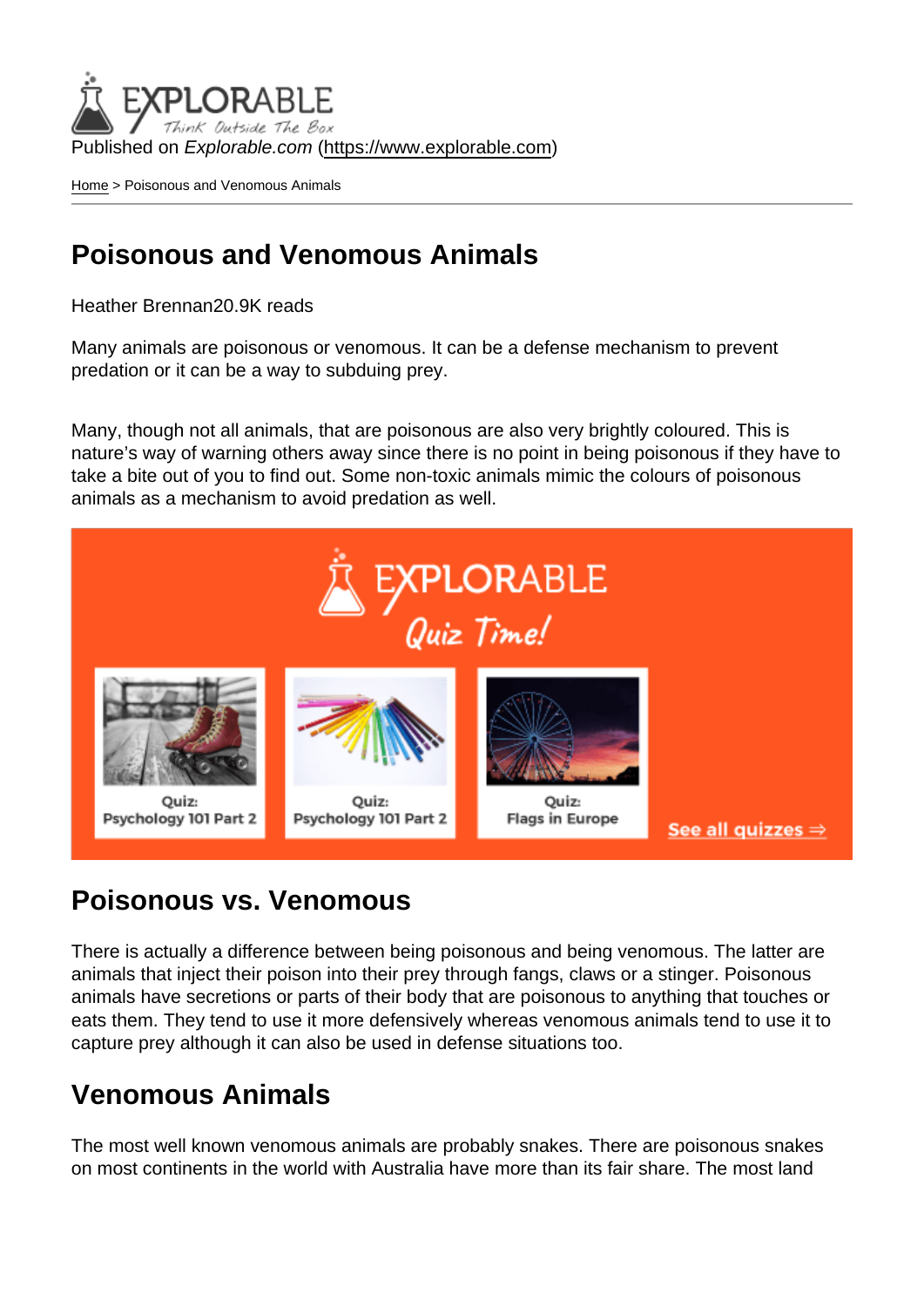Published on *Explorable.com* (https://www.explorable.com)

Home > Poisonous and Venomous Animals

# Poisonous and Venomous Animals

Heather Brennan20.9K reads

Many animals are poisonous or venomous. It can be a defense mechanism to prevent predation or it can be a way to subduing prey.

Many, though not all animals, that are poisonous are also very brightly coloured. This is nature's way of warning others away since there is no point in being poisonous if they have to take a bite out of you to find out. Some non-toxic animals mimic the colours of poisonous animals as a mechanism to avoid predation as well.

## Poisonous vs. Venomous

There is actually a difference between being poisonous and being venomous. The latter are animals that inject their poison into their prey through fangs, claws or a stinger. Poisonous animals have secretions or parts of their body that are poisonous to anything that touches or eats them. They tend to use it more defensively whereas venomous animals tend to use it to capture prey although it can also be used in defense situations too.

## Venomous Animals

The most well known venomous animals are probably snakes. There are poisonous snakes on most continents in the world with Australia have more than its fair share. The most land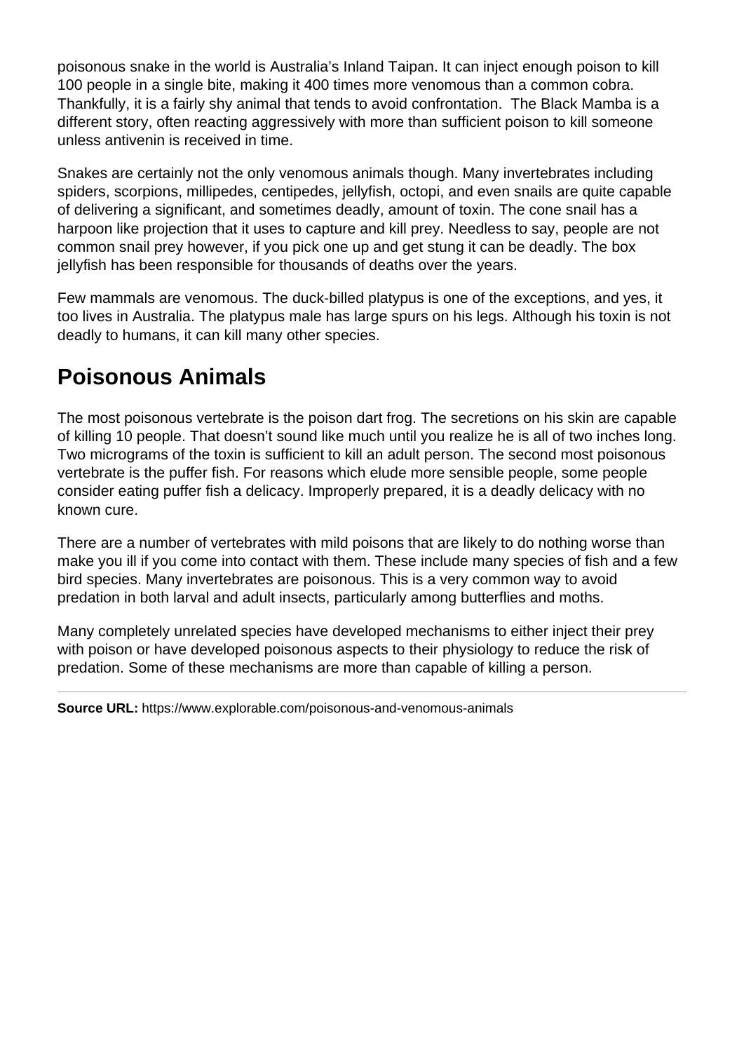poisonous snake in the world is Australia's Inland Taipan. It can inject enough poison to kill 100 people in a single bite, making it 400 times more venomous than a common cobra. Thankfully, it is a fairly shy animal that tends to avoid confrontation.  The Black Mamba is a different story, often reacting aggressively with more than sufficient poison to kill someone unless antivenin is received in time.

Snakes are certainly not the only venomous animals though. Many invertebrates including spiders, scorpions, millipedes, centipedes, jellyfish, octopi, and even snails are quite capable of delivering a significant, and sometimes deadly, amount of toxin. The cone snail has a harpoon like projection that it uses to capture and kill prey. Needless to say, people are not common snail prey however, if you pick one up and get stung it can be deadly. The box jellyfish has been responsible for thousands of deaths over the years.

Few mammals are venomous. The duck-billed platypus is one of the exceptions, and yes, it too lives in Australia. The platypus male has large spurs on his legs. Although his toxin is not deadly to humans, it can kill many other species.

## Poisonous Animals

The most poisonous vertebrate is the poison dart frog. The secretions on his skin are capable of killing 10 people. That doesn't sound like much until you realize he is all of two inches long. Two micrograms of the toxin is sufficient to kill an adult person. The second most poisonous vertebrate is the puffer fish. For reasons which elude more sensible people, some people consider eating puffer fish a delicacy. Improperly prepared, it is a deadly delicacy with no known cure.

There are a number of vertebrates with mild poisons that are likely to do nothing worse than make you ill if you come into contact with them. These include many species of fish and a few bird species. Many invertebrates are poisonous. This is a very common way to avoid predation in both larval and adult insects, particularly among butterflies and moths.

Many completely unrelated species have developed mechanisms to either inject their prey with poison or have developed poisonous aspects to their physiology to reduce the risk of predation. Some of these mechanisms are more than capable of killing a person.

---

**Source URL:** https://www.explorable.com/poisonous-and-venomous-animals